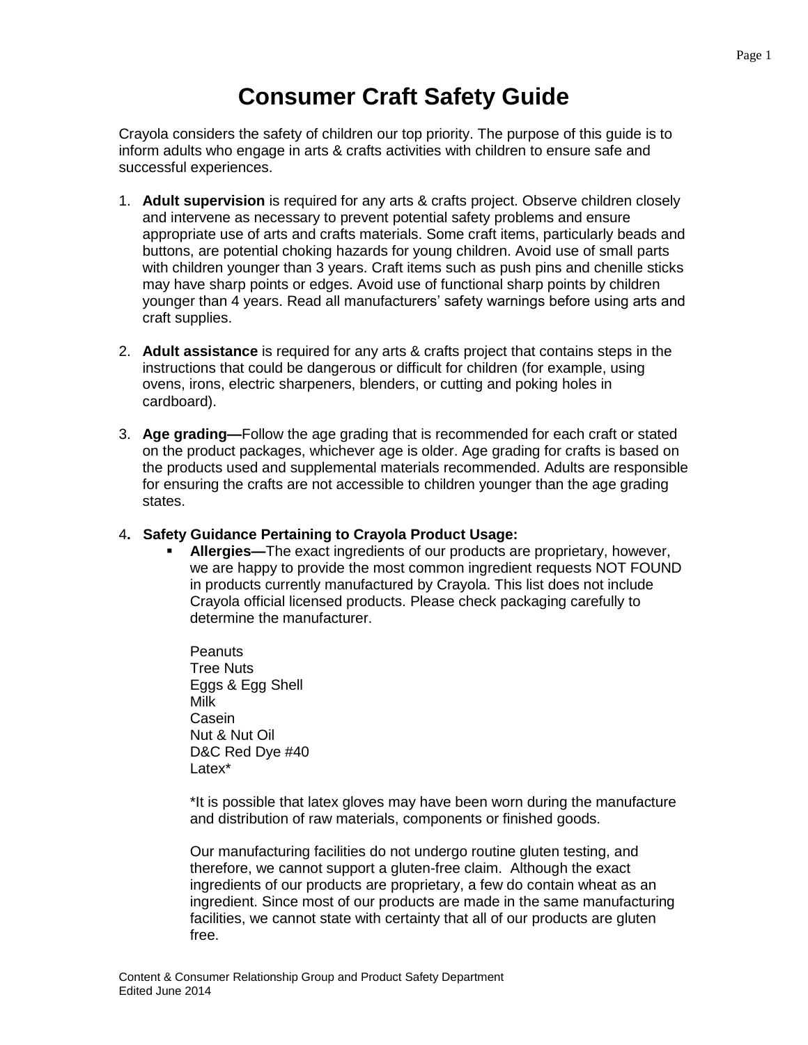# Consumer Craft Safety Guide

Crayola considers the safety of children our top priority. The purpose of this guide is to inform adults who engage in arts & crafts activities with children to ensure safe and successful experiences.

1. **Adult supervision** is required for any arts & crafts project. Observe children closely and intervene as necessary to prevent potential safety problems and ensure appropriate use of arts and crafts materials. Some craft items, particularly beads and buttons, are potential choking hazards for young children. Avoid use of small parts with children younger than 3 years. Craft items such as push pins and chenille sticks may have sharp points or edges. Avoid use of functional sharp points by children younger than 4 years. Read all manufacturers' safety warnings before using arts and craft supplies.

2. **Adult assistance** is required for any arts & crafts project that contains steps in the instructions that could be dangerous or difficult for children (for example, using ovens, irons, electric sharpeners, blenders, or cutting and poking holes in cardboard).

3. **Age grading—**Follow the age grading that is recommended for each craft or stated on the product packages, whichever age is older. Age grading for crafts is based on the products used and supplemental materials recommended. Adults are responsible for ensuring the crafts are not accessible to children younger than the age grading states.

4. **Safety Guidance Pertaining to Crayola Product Usage:**
   - **Allergies—**The exact ingredients of our products are proprietary, however, we are happy to provide the most common ingredient requests NOT FOUND in products currently manufactured by Crayola. This list does not include Crayola official licensed products. Please check packaging carefully to determine the manufacturer.

     Peanuts
     Tree Nuts
     Eggs & Egg Shell
     Milk
     Casein
     Nut & Nut Oil
     D&C Red Dye #40
     Latex*

     *It is possible that latex gloves may have been worn during the manufacture and distribution of raw materials, components or finished goods.

     Our manufacturing facilities do not undergo routine gluten testing, and therefore, we cannot support a gluten-free claim. Although the exact ingredients of our products are proprietary, a few do contain wheat as an ingredient. Since most of our products are made in the same manufacturing facilities, we cannot state with certainty that all of our products are gluten free.

Content & Consumer Relationship Group and Product Safety Department
Edited June 2014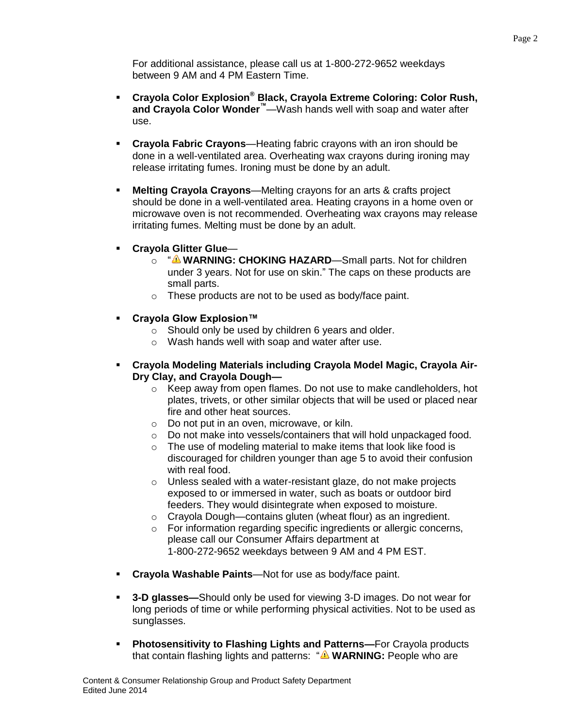For additional assistance, please call us at 1-800-272-9652 weekdays between 9 AM and 4 PM Eastern Time.

- **Crayola Color Explosion® Black, Crayola Extreme Coloring: Color Rush, and Crayola Color Wonder™**—Wash hands well with soap and water after use.

- **Crayola Fabric Crayons**—Heating fabric crayons with an iron should be done in a well-ventilated area. Overheating wax crayons during ironing may release irritating fumes. Ironing must be done by an adult.

- **Melting Crayola Crayons**—Melting crayons for an arts & crafts project should be done in a well-ventilated area. Heating crayons in a home oven or microwave oven is not recommended. Overheating wax crayons may release irritating fumes. Melting must be done by an adult.

- **Crayola Glitter Glue**—
  - "⚠ **WARNING: CHOKING HAZARD**—Small parts. Not for children under 3 years. Not for use on skin." The caps on these products are small parts.
  - These products are not to be used as body/face paint.

- **Crayola Glow Explosion™**
  - Should only be used by children 6 years and older.
  - Wash hands well with soap and water after use.

- **Crayola Modeling Materials including Crayola Model Magic, Crayola Air-Dry Clay, and Crayola Dough—**
  - Keep away from open flames. Do not use to make candleholders, hot plates, trivets, or other similar objects that will be used or placed near fire and other heat sources.
  - Do not put in an oven, microwave, or kiln.
  - Do not make into vessels/containers that will hold unpackaged food.
  - The use of modeling material to make items that look like food is discouraged for children younger than age 5 to avoid their confusion with real food.
  - Unless sealed with a water-resistant glaze, do not make projects exposed to or immersed in water, such as boats or outdoor bird feeders. They would disintegrate when exposed to moisture.
  - Crayola Dough—contains gluten (wheat flour) as an ingredient.
  - For information regarding specific ingredients or allergic concerns, please call our Consumer Affairs department at 1-800-272-9652 weekdays between 9 AM and 4 PM EST.

- **Crayola Washable Paints**—Not for use as body/face paint.

- **3-D glasses—**Should only be used for viewing 3-D images. Do not wear for long periods of time or while performing physical activities. Not to be used as sunglasses.

- **Photosensitivity to Flashing Lights and Patterns—**For Crayola products that contain flashing lights and patterns: "⚠ **WARNING:** People who are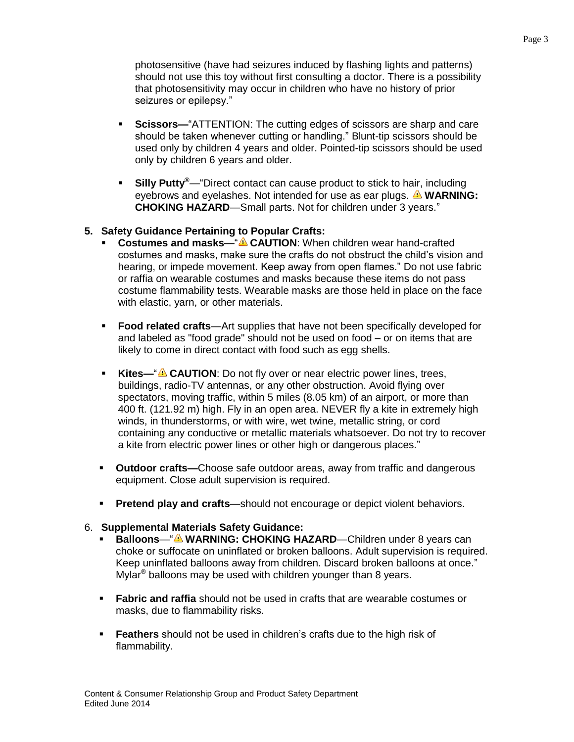photosensitive (have had seizures induced by flashing lights and patterns) should not use this toy without first consulting a doctor. There is a possibility that photosensitivity may occur in children who have no history of prior seizures or epilepsy."

- **Scissors—**"ATTENTION: The cutting edges of scissors are sharp and care should be taken whenever cutting or handling." Blunt-tip scissors should be used only by children 4 years and older. Pointed-tip scissors should be used only by children 6 years and older.

- **Silly Putty®**—"Direct contact can cause product to stick to hair, including eyebrows and eyelashes. Not intended for use as ear plugs. ⚠ **WARNING: CHOKING HAZARD**—Small parts. Not for children under 3 years."

5. **Safety Guidance Pertaining to Popular Crafts:**
   - **Costumes and masks**—"⚠ **CAUTION**: When children wear hand-crafted costumes and masks, make sure the crafts do not obstruct the child's vision and hearing, or impede movement. Keep away from open flames." Do not use fabric or raffia on wearable costumes and masks because these items do not pass costume flammability tests. Wearable masks are those held in place on the face with elastic, yarn, or other materials.

   - **Food related crafts**—Art supplies that have not been specifically developed for and labeled as "food grade" should not be used on food – or on items that are likely to come in direct contact with food such as egg shells.

   - **Kites—**"⚠ **CAUTION**: Do not fly over or near electric power lines, trees, buildings, radio-TV antennas, or any other obstruction. Avoid flying over spectators, moving traffic, within 5 miles (8.05 km) of an airport, or more than 400 ft. (121.92 m) high. Fly in an open area. NEVER fly a kite in extremely high winds, in thunderstorms, or with wire, wet twine, metallic string, or cord containing any conductive or metallic materials whatsoever. Do not try to recover a kite from electric power lines or other high or dangerous places."

   - **Outdoor crafts—**Choose safe outdoor areas, away from traffic and dangerous equipment. Close adult supervision is required.

   - **Pretend play and crafts**—should not encourage or depict violent behaviors.

6. **Supplemental Materials Safety Guidance:**
   - **Balloons**—"⚠ **WARNING: CHOKING HAZARD**—Children under 8 years can choke or suffocate on uninflated or broken balloons. Adult supervision is required. Keep uninflated balloons away from children. Discard broken balloons at once." Mylar® balloons may be used with children younger than 8 years.

   - **Fabric and raffia** should not be used in crafts that are wearable costumes or masks, due to flammability risks.

   - **Feathers** should not be used in children's crafts due to the high risk of flammability.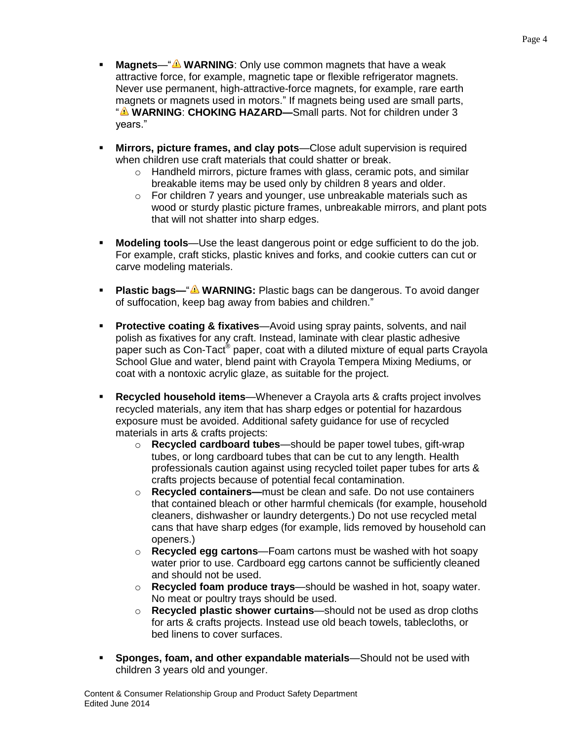- **Magnets**—"⚠ **WARNING**: Only use common magnets that have a weak attractive force, for example, magnetic tape or flexible refrigerator magnets. Never use permanent, high-attractive-force magnets, for example, rare earth magnets or magnets used in motors." If magnets being used are small parts, "⚠ **WARNING**: **CHOKING HAZARD—**Small parts. Not for children under 3 years."

- **Mirrors, picture frames, and clay pots**—Close adult supervision is required when children use craft materials that could shatter or break.
  - Handheld mirrors, picture frames with glass, ceramic pots, and similar breakable items may be used only by children 8 years and older.
  - For children 7 years and younger, use unbreakable materials such as wood or sturdy plastic picture frames, unbreakable mirrors, and plant pots that will not shatter into sharp edges.

- **Modeling tools**—Use the least dangerous point or edge sufficient to do the job. For example, craft sticks, plastic knives and forks, and cookie cutters can cut or carve modeling materials.

- **Plastic bags—**"⚠ **WARNING:** Plastic bags can be dangerous. To avoid danger of suffocation, keep bag away from babies and children."

- **Protective coating & fixatives**—Avoid using spray paints, solvents, and nail polish as fixatives for any craft. Instead, laminate with clear plastic adhesive paper such as Con-Tact® paper, coat with a diluted mixture of equal parts Crayola School Glue and water, blend paint with Crayola Tempera Mixing Mediums, or coat with a nontoxic acrylic glaze, as suitable for the project.

- **Recycled household items**—Whenever a Crayola arts & crafts project involves recycled materials, any item that has sharp edges or potential for hazardous exposure must be avoided. Additional safety guidance for use of recycled materials in arts & crafts projects:
  - **Recycled cardboard tubes**—should be paper towel tubes, gift-wrap tubes, or long cardboard tubes that can be cut to any length. Health professionals caution against using recycled toilet paper tubes for arts & crafts projects because of potential fecal contamination.
  - **Recycled containers—**must be clean and safe. Do not use containers that contained bleach or other harmful chemicals (for example, household cleaners, dishwasher or laundry detergents.) Do not use recycled metal cans that have sharp edges (for example, lids removed by household can openers.)
  - **Recycled egg cartons**—Foam cartons must be washed with hot soapy water prior to use. Cardboard egg cartons cannot be sufficiently cleaned and should not be used.
  - **Recycled foam produce trays**—should be washed in hot, soapy water. No meat or poultry trays should be used.
  - **Recycled plastic shower curtains**—should not be used as drop cloths for arts & crafts projects. Instead use old beach towels, tablecloths, or bed linens to cover surfaces.

- **Sponges, foam, and other expandable materials**—Should not be used with children 3 years old and younger.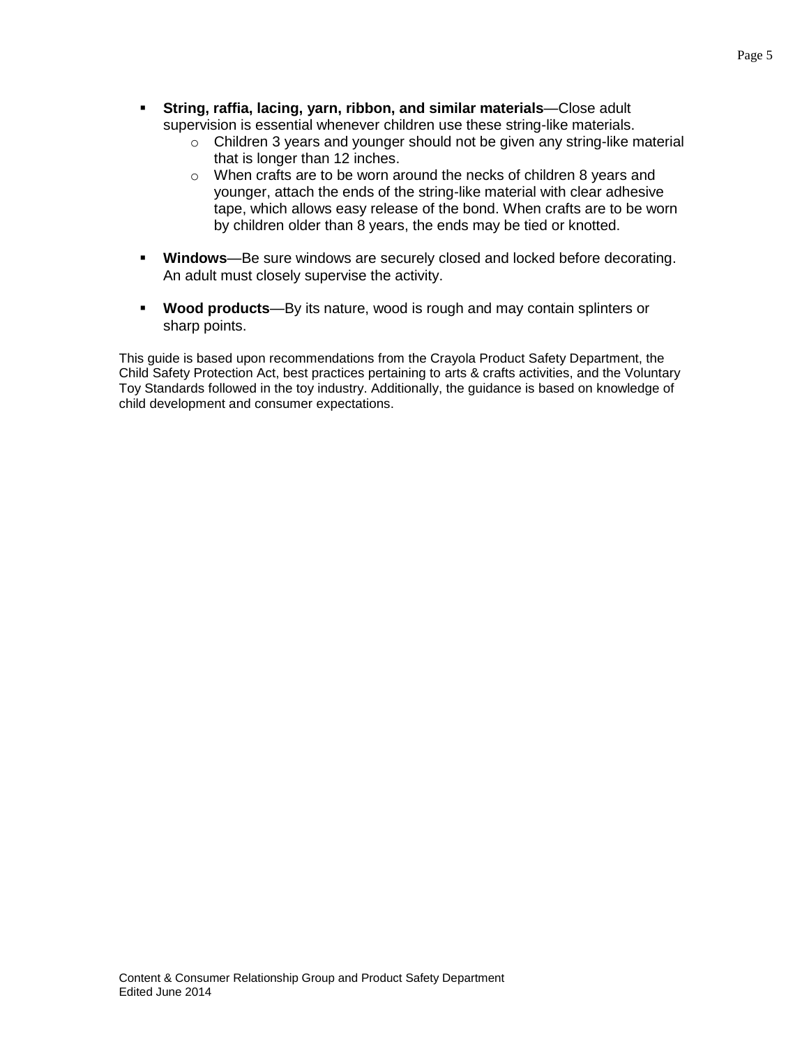- **String, raffia, lacing, yarn, ribbon, and similar materials**—Close adult supervision is essential whenever children use these string-like materials.
  - Children 3 years and younger should not be given any string-like material that is longer than 12 inches.
  - When crafts are to be worn around the necks of children 8 years and younger, attach the ends of the string-like material with clear adhesive tape, which allows easy release of the bond. When crafts are to be worn by children older than 8 years, the ends may be tied or knotted.

- **Windows**—Be sure windows are securely closed and locked before decorating. An adult must closely supervise the activity.

- **Wood products**—By its nature, wood is rough and may contain splinters or sharp points.

This guide is based upon recommendations from the Crayola Product Safety Department, the Child Safety Protection Act, best practices pertaining to arts & crafts activities, and the Voluntary Toy Standards followed in the toy industry. Additionally, the guidance is based on knowledge of child development and consumer expectations.

Content & Consumer Relationship Group and Product Safety Department
Edited June 2014